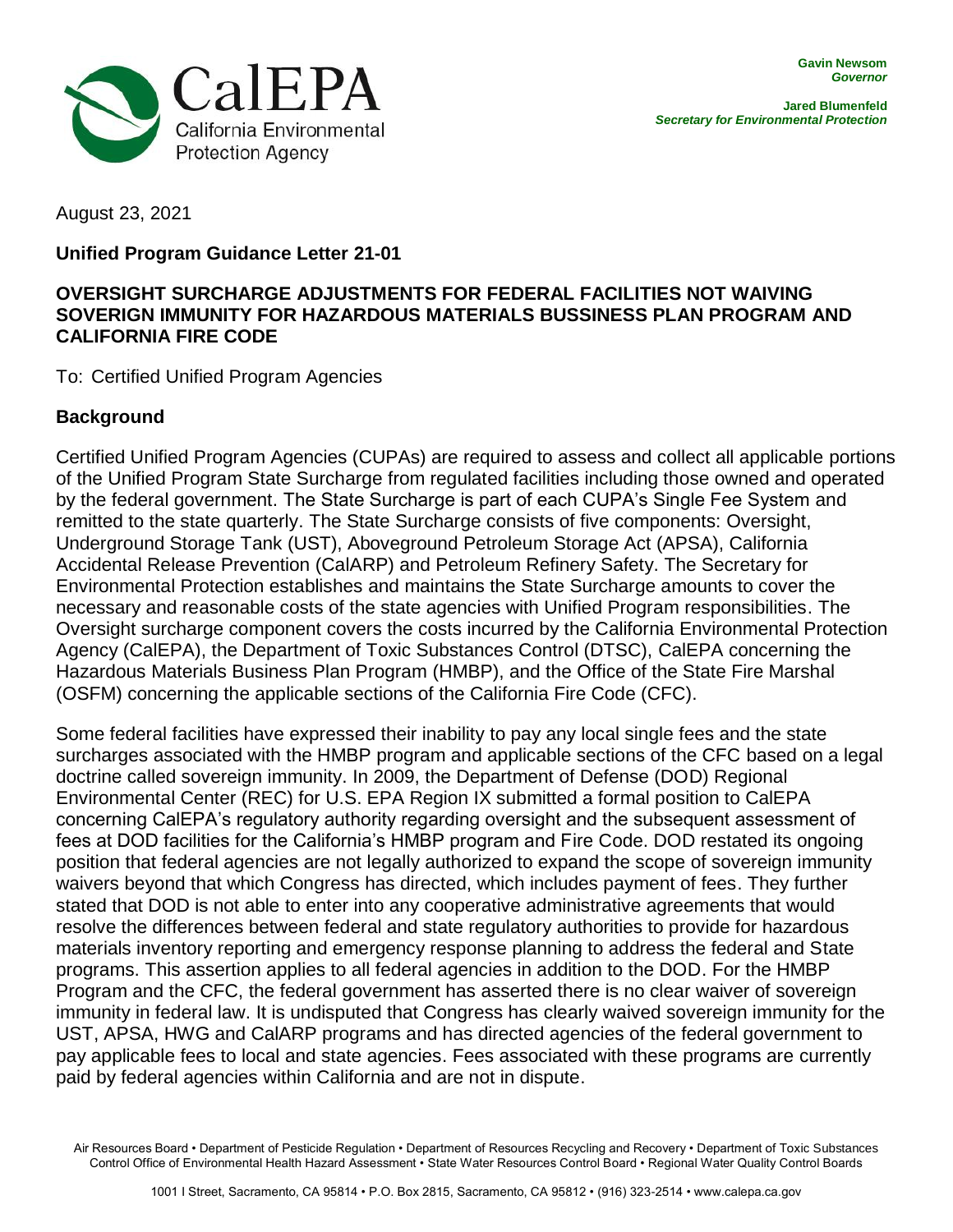CalEPA
California Environmental
Protection Agency

**Gavin Newsom**
***Governor***

**Jared Blumenfeld**
***Secretary for Environmental Protection***

August 23, 2021

**Unified Program Guidance Letter 21-01**

**OVERSIGHT SURCHARGE ADJUSTMENTS FOR FEDERAL FACILITIES NOT WAIVING SOVERIGN IMMUNITY FOR HAZARDOUS MATERIALS BUSSINESS PLAN PROGRAM AND CALIFORNIA FIRE CODE**

To: Certified Unified Program Agencies

## Background

Certified Unified Program Agencies (CUPAs) are required to assess and collect all applicable portions of the Unified Program State Surcharge from regulated facilities including those owned and operated by the federal government. The State Surcharge is part of each CUPA's Single Fee System and remitted to the state quarterly. The State Surcharge consists of five components: Oversight, Underground Storage Tank (UST), Aboveground Petroleum Storage Act (APSA), California Accidental Release Prevention (CalARP) and Petroleum Refinery Safety. The Secretary for Environmental Protection establishes and maintains the State Surcharge amounts to cover the necessary and reasonable costs of the state agencies with Unified Program responsibilities. The Oversight surcharge component covers the costs incurred by the California Environmental Protection Agency (CalEPA), the Department of Toxic Substances Control (DTSC), CalEPA concerning the Hazardous Materials Business Plan Program (HMBP), and the Office of the State Fire Marshal (OSFM) concerning the applicable sections of the California Fire Code (CFC).

Some federal facilities have expressed their inability to pay any local single fees and the state surcharges associated with the HMBP program and applicable sections of the CFC based on a legal doctrine called sovereign immunity. In 2009, the Department of Defense (DOD) Regional Environmental Center (REC) for U.S. EPA Region IX submitted a formal position to CalEPA concerning CalEPA's regulatory authority regarding oversight and the subsequent assessment of fees at DOD facilities for the California's HMBP program and Fire Code. DOD restated its ongoing position that federal agencies are not legally authorized to expand the scope of sovereign immunity waivers beyond that which Congress has directed, which includes payment of fees. They further stated that DOD is not able to enter into any cooperative administrative agreements that would resolve the differences between federal and state regulatory authorities to provide for hazardous materials inventory reporting and emergency response planning to address the federal and State programs. This assertion applies to all federal agencies in addition to the DOD. For the HMBP Program and the CFC, the federal government has asserted there is no clear waiver of sovereign immunity in federal law. It is undisputed that Congress has clearly waived sovereign immunity for the UST, APSA, HWG and CalARP programs and has directed agencies of the federal government to pay applicable fees to local and state agencies. Fees associated with these programs are currently paid by federal agencies within California and are not in dispute.

Air Resources Board • Department of Pesticide Regulation • Department of Resources Recycling and Recovery • Department of Toxic Substances Control Office of Environmental Health Hazard Assessment • State Water Resources Control Board • Regional Water Quality Control Boards

1001 I Street, Sacramento, CA 95814 • P.O. Box 2815, Sacramento, CA 95812 • (916) 323-2514 • www.calepa.ca.gov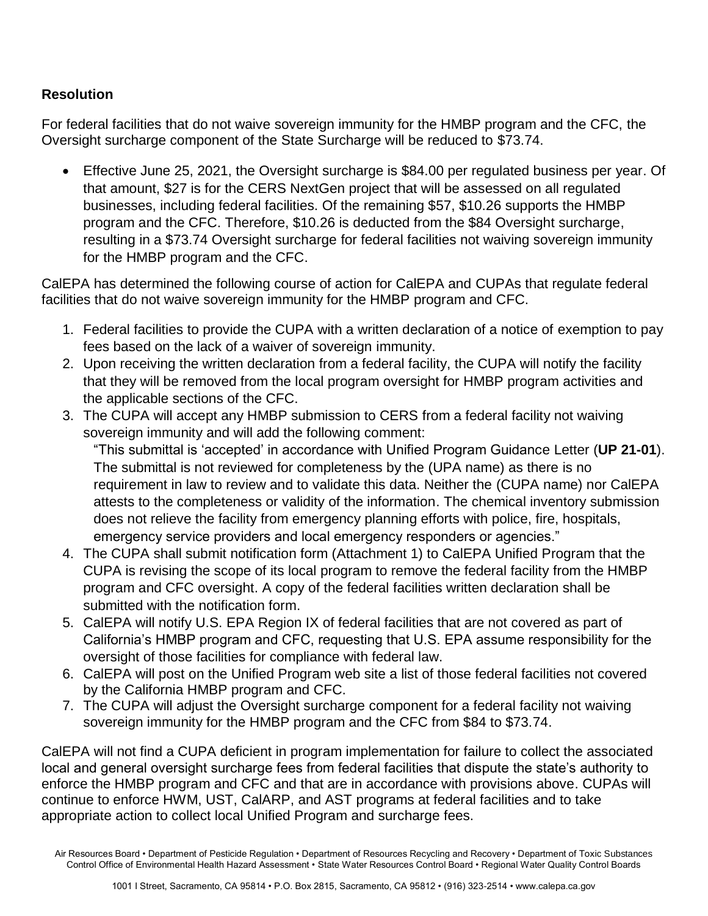**Resolution**

For federal facilities that do not waive sovereign immunity for the HMBP program and the CFC, the Oversight surcharge component of the State Surcharge will be reduced to $73.74.

- Effective June 25, 2021, the Oversight surcharge is $84.00 per regulated business per year. Of that amount, $27 is for the CERS NextGen project that will be assessed on all regulated businesses, including federal facilities. Of the remaining $57, $10.26 supports the HMBP program and the CFC. Therefore, $10.26 is deducted from the $84 Oversight surcharge, resulting in a $73.74 Oversight surcharge for federal facilities not waiving sovereign immunity for the HMBP program and the CFC.

CalEPA has determined the following course of action for CalEPA and CUPAs that regulate federal facilities that do not waive sovereign immunity for the HMBP program and CFC.

1. Federal facilities to provide the CUPA with a written declaration of a notice of exemption to pay fees based on the lack of a waiver of sovereign immunity.
2. Upon receiving the written declaration from a federal facility, the CUPA will notify the facility that they will be removed from the local program oversight for HMBP program activities and the applicable sections of the CFC.
3. The CUPA will accept any HMBP submission to CERS from a federal facility not waiving sovereign immunity and will add the following comment:
   "This submittal is 'accepted' in accordance with Unified Program Guidance Letter (**UP 21-01**). The submittal is not reviewed for completeness by the (UPA name) as there is no requirement in law to review and to validate this data. Neither the (CUPA name) nor CalEPA attests to the completeness or validity of the information. The chemical inventory submission does not relieve the facility from emergency planning efforts with police, fire, hospitals, emergency service providers and local emergency responders or agencies."
4. The CUPA shall submit notification form (Attachment 1) to CalEPA Unified Program that the CUPA is revising the scope of its local program to remove the federal facility from the HMBP program and CFC oversight. A copy of the federal facilities written declaration shall be submitted with the notification form.
5. CalEPA will notify U.S. EPA Region IX of federal facilities that are not covered as part of California's HMBP program and CFC, requesting that U.S. EPA assume responsibility for the oversight of those facilities for compliance with federal law.
6. CalEPA will post on the Unified Program web site a list of those federal facilities not covered by the California HMBP program and CFC.
7. The CUPA will adjust the Oversight surcharge component for a federal facility not waiving sovereign immunity for the HMBP program and the CFC from $84 to $73.74.

CalEPA will not find a CUPA deficient in program implementation for failure to collect the associated local and general oversight surcharge fees from federal facilities that dispute the state's authority to enforce the HMBP program and CFC and that are in accordance with provisions above. CUPAs will continue to enforce HWM, UST, CalARP, and AST programs at federal facilities and to take appropriate action to collect local Unified Program and surcharge fees.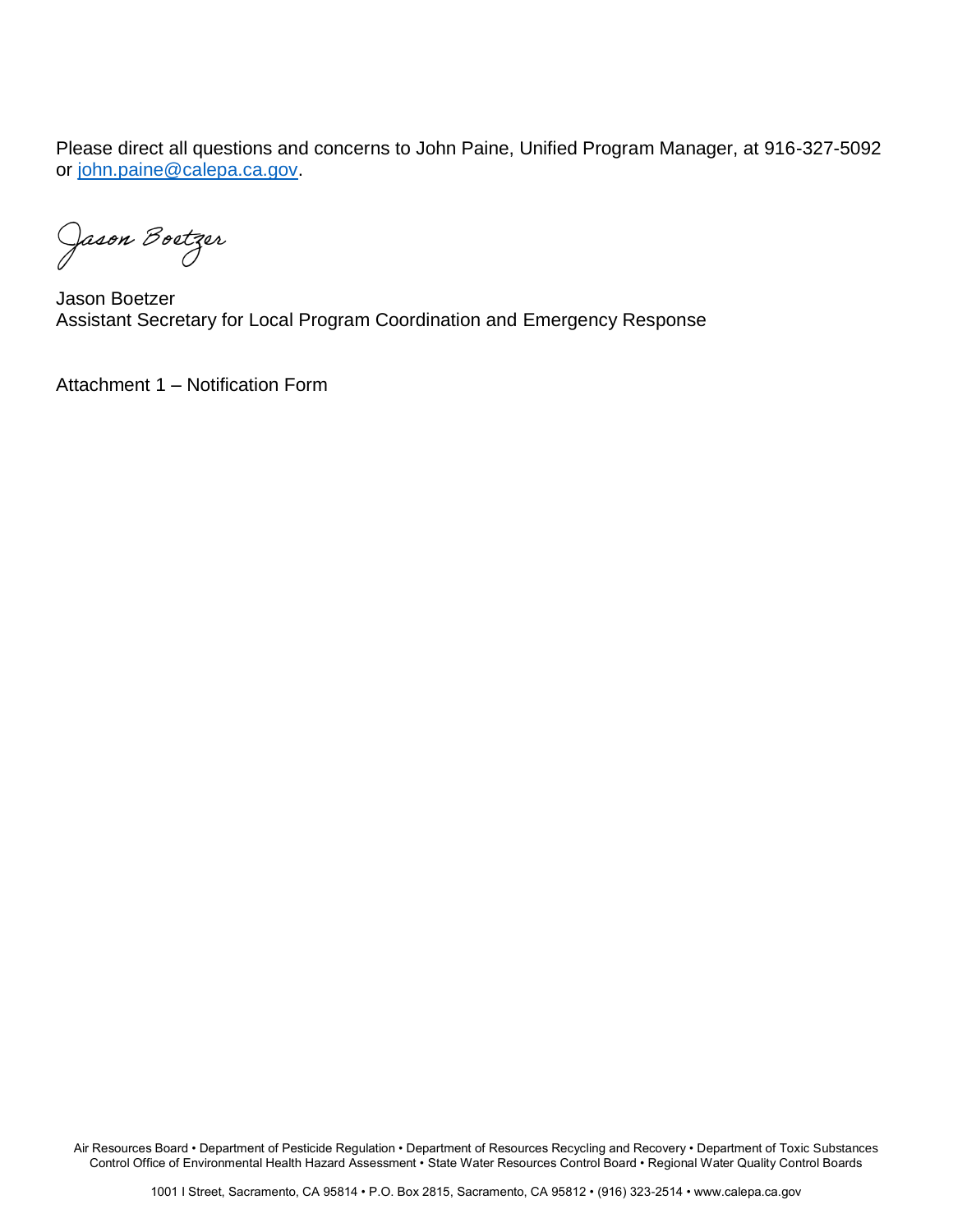Please direct all questions and concerns to John Paine, Unified Program Manager, at 916-327-5092 or john.paine@calepa.ca.gov.

Jason Boetzer
Assistant Secretary for Local Program Coordination and Emergency Response

Attachment 1 – Notification Form